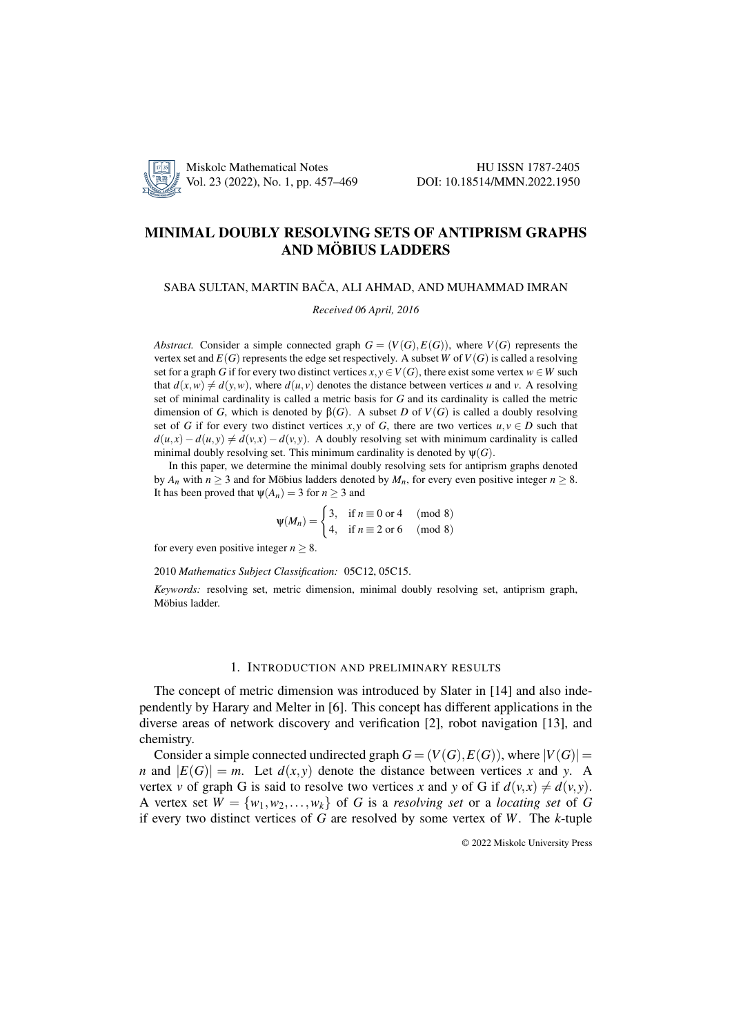# MINIMAL DOUBLY RESOLVING SETS OF ANTIPRISM GRAPHS AND MÖBIUS LADDERS

SABA SULTAN, MARTIN BAČA, ALI AHMAD, AND MUHAMMAD IMRAN

*Received 06 April, 2016*

*Abstract.* Consider a simple connected graph $G = (V(G), E(G))$, where $V(G)$ represents the vertex set and $E(G)$ represents the edge set respectively. A subset $W$ of $V(G)$ is called a resolving set for a graph $G$ if for every two distinct vertices $x, y \in V(G)$, there exist some vertex $w \in W$ such that $d(x,w) \neq d(y,w)$, where $d(u,v)$ denotes the distance between vertices $u$ and $v$. A resolving set of minimal cardinality is called a metric basis for $G$ and its cardinality is called the metric dimension of $G$, which is denoted by $\beta(G)$. A subset $D$ of $V(G)$ is called a doubly resolving set of $G$ if for every two distinct vertices $x, y$ of $G$, there are two vertices $u, v \in D$ such that $d(u,x) - d(u,y) \neq d(v,x) - d(v,y)$. A doubly resolving set with minimum cardinality is called minimal doubly resolving set. This minimum cardinality is denoted by $\psi(G)$.

In this paper, we determine the minimal doubly resolving sets for antiprism graphs denoted by $A_n$ with $n \geq 3$ and for Möbius ladders denoted by $M_n$, for every even positive integer $n \geq 8$. It has been proved that $\psi(A_n) = 3$ for $n \geq 3$ and

$$\psi(M_n) = \begin{cases} 3, & \text{if } n \equiv 0 \text{ or } 4 \pmod 8 \\ 4, & \text{if } n \equiv 2 \text{ or } 6 \pmod 8 \end{cases}$$

for every even positive integer $n \geq 8$.

2010 *Mathematics Subject Classification:* 05C12, 05C15.

*Keywords:* resolving set, metric dimension, minimal doubly resolving set, antiprism graph, Möbius ladder.

## 1. Introduction and preliminary results

The concept of metric dimension was introduced by Slater in [14] and also independently by Harary and Melter in [6]. This concept has different applications in the diverse areas of network discovery and verification [2], robot navigation [13], and chemistry.

Consider a simple connected undirected graph $G = (V(G), E(G))$, where $|V(G)| = n$ and $|E(G)| = m$. Let $d(x,y)$ denote the distance between vertices $x$ and $y$. A vertex $v$ of graph G is said to resolve two vertices $x$ and $y$ of G if $d(v,x) \neq d(v,y)$. A vertex set $W = \{w_1, w_2, \ldots, w_k\}$ of $G$ is a *resolving set* or a *locating set* of $G$ if every two distinct vertices of $G$ are resolved by some vertex of $W$. The $k$-tuple

© 2022 Miskolc University Press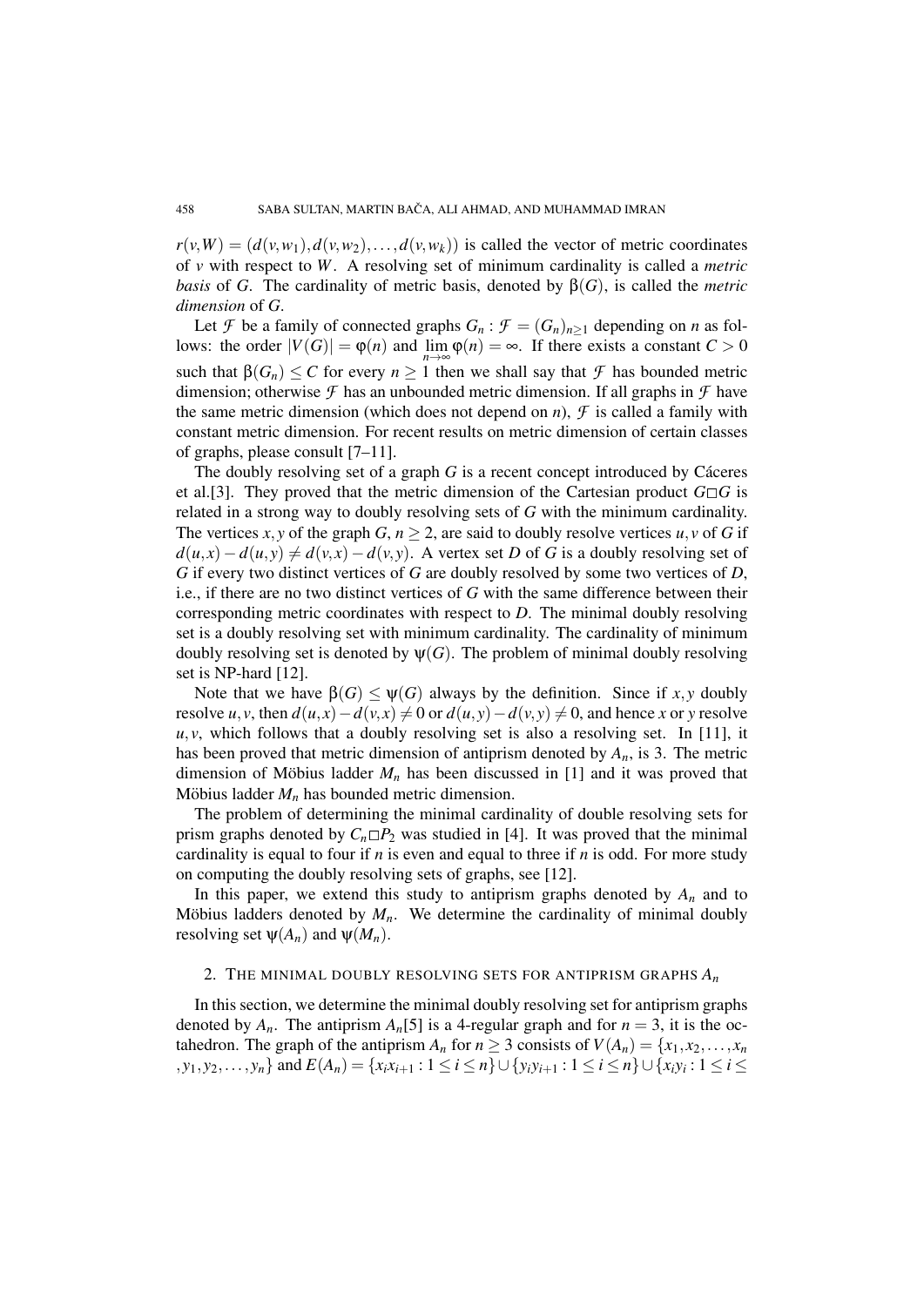$r(v,W) = (d(v,w_1), d(v,w_2), \ldots, d(v,w_k))$ is called the vector of metric coordinates of $v$ with respect to $W$. A resolving set of minimum cardinality is called a *metric basis* of $G$. The cardinality of metric basis, denoted by $\beta(G)$, is called the *metric dimension* of $G$.

Let $\mathcal{F}$ be a family of connected graphs $G_n : \mathcal{F} = (G_n)_{n\geq 1}$ depending on $n$ as follows: the order $|V(G)| = \varphi(n)$ and $\lim_{n\to\infty} \varphi(n) = \infty$. If there exists a constant $C > 0$ such that $\beta(G_n) \leq C$ for every $n \geq 1$ then we shall say that $\mathcal{F}$ has bounded metric dimension; otherwise $\mathcal{F}$ has an unbounded metric dimension. If all graphs in $\mathcal{F}$ have the same metric dimension (which does not depend on $n$), $\mathcal{F}$ is called a family with constant metric dimension. For recent results on metric dimension of certain classes of graphs, please consult [7–11].

The doubly resolving set of a graph $G$ is a recent concept introduced by Cáceres et al.[3]. They proved that the metric dimension of the Cartesian product $G\square G$ is related in a strong way to doubly resolving sets of $G$ with the minimum cardinality. The vertices $x, y$ of the graph $G$, $n \geq 2$, are said to doubly resolve vertices $u, v$ of $G$ if $d(u,x) - d(u,y) \neq d(v,x) - d(v,y)$. A vertex set $D$ of $G$ is a doubly resolving set of $G$ if every two distinct vertices of $G$ are doubly resolved by some two vertices of $D$, i.e., if there are no two distinct vertices of $G$ with the same difference between their corresponding metric coordinates with respect to $D$. The minimal doubly resolving set is a doubly resolving set with minimum cardinality. The cardinality of minimum doubly resolving set is denoted by $\psi(G)$. The problem of minimal doubly resolving set is NP-hard [12].

Note that we have $\beta(G) \leq \psi(G)$ always by the definition. Since if $x, y$ doubly resolve $u, v$, then $d(u,x) - d(v,x) \neq 0$ or $d(u,y) - d(v,y) \neq 0$, and hence $x$ or $y$ resolve $u, v$, which follows that a doubly resolving set is also a resolving set. In [11], it has been proved that metric dimension of antiprism denoted by $A_n$, is 3. The metric dimension of Möbius ladder $M_n$ has been discussed in [1] and it was proved that Möbius ladder $M_n$ has bounded metric dimension.

The problem of determining the minimal cardinality of double resolving sets for prism graphs denoted by $C_n\square P_2$ was studied in [4]. It was proved that the minimal cardinality is equal to four if $n$ is even and equal to three if $n$ is odd. For more study on computing the doubly resolving sets of graphs, see [12].

In this paper, we extend this study to antiprism graphs denoted by $A_n$ and to Möbius ladders denoted by $M_n$. We determine the cardinality of minimal doubly resolving set $\psi(A_n)$ and $\psi(M_n)$.

## 2. The minimal doubly resolving sets for antiprism graphs $A_n$

In this section, we determine the minimal doubly resolving set for antiprism graphs denoted by $A_n$. The antiprism $A_n$[5] is a 4-regular graph and for $n = 3$, it is the octahedron. The graph of the antiprism $A_n$ for $n \geq 3$ consists of $V(A_n) = \{x_1, x_2, \ldots, x_n, y_1, y_2, \ldots, y_n\}$ and $E(A_n) = \{x_i x_{i+1} : 1 \leq i \leq n\} \cup \{y_i y_{i+1} : 1 \leq i \leq n\} \cup \{x_i y_i : 1 \leq i \leq$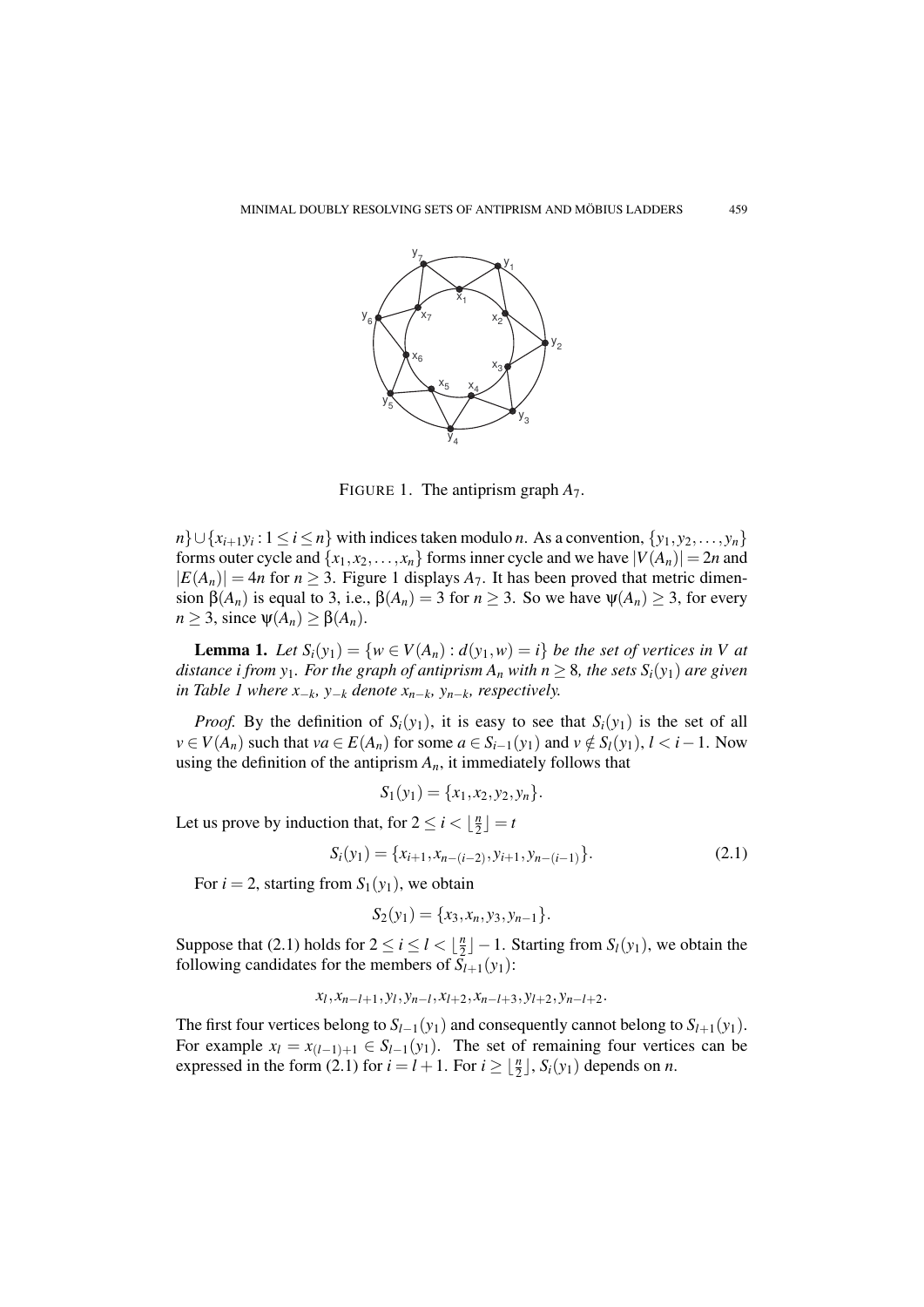FIGURE 1. The antiprism graph $A_7$.

$n\} \cup \{x_{i+1}y_i : 1 \leq i \leq n\}$ with indices taken modulo $n$. As a convention, $\{y_1, y_2, \ldots, y_n\}$ forms outer cycle and $\{x_1, x_2, \ldots, x_n\}$ forms inner cycle and we have $|V(A_n)| = 2n$ and $|E(A_n)| = 4n$ for $n \geq 3$. Figure 1 displays $A_7$. It has been proved that metric dimension $\beta(A_n)$ is equal to 3, i.e., $\beta(A_n) = 3$ for $n \geq 3$. So we have $\psi(A_n) \geq 3$, for every $n \geq 3$, since $\psi(A_n) \geq \beta(A_n)$.

**Lemma 1.** *Let $S_i(y_1) = \{w \in V(A_n) : d(y_1, w) = i\}$ be the set of vertices in $V$ at distance $i$ from $y_1$. For the graph of antiprism $A_n$ with $n \geq 8$, the sets $S_i(y_1)$ are given in Table 1 where $x_{-k}$, $y_{-k}$ denote $x_{n-k}$, $y_{n-k}$, respectively.*

*Proof.* By the definition of $S_i(y_1)$, it is easy to see that $S_i(y_1)$ is the set of all $v \in V(A_n)$ such that $va \in E(A_n)$ for some $a \in S_{i-1}(y_1)$ and $v \notin S_l(y_1)$, $l < i-1$. Now using the definition of the antiprism $A_n$, it immediately follows that

$$S_1(y_1) = \{x_1, x_2, y_2, y_n\}.$$

Let us prove by induction that, for $2 \leq i < \lfloor \frac{n}{2} \rfloor = t$

$$S_i(y_1) = \{x_{i+1}, x_{n-(i-2)}, y_{i+1}, y_{n-(i-1)}\}. \tag{2.1}$$

For $i = 2$, starting from $S_1(y_1)$, we obtain

$$S_2(y_1) = \{x_3, x_n, y_3, y_{n-1}\}.$$

Suppose that (2.1) holds for $2 \leq i \leq l < \lfloor \frac{n}{2} \rfloor - 1$. Starting from $S_l(y_1)$, we obtain the following candidates for the members of $S_{l+1}(y_1)$:

$$x_l, x_{n-l+1}, y_l, y_{n-l}, x_{l+2}, x_{n-l+3}, y_{l+2}, y_{n-l+2}.$$

The first four vertices belong to $S_{l-1}(y_1)$ and consequently cannot belong to $S_{l+1}(y_1)$. For example $x_l = x_{(l-1)+1} \in S_{l-1}(y_1)$. The set of remaining four vertices can be expressed in the form (2.1) for $i = l+1$. For $i \geq \lfloor \frac{n}{2} \rfloor$, $S_i(y_1)$ depends on $n$.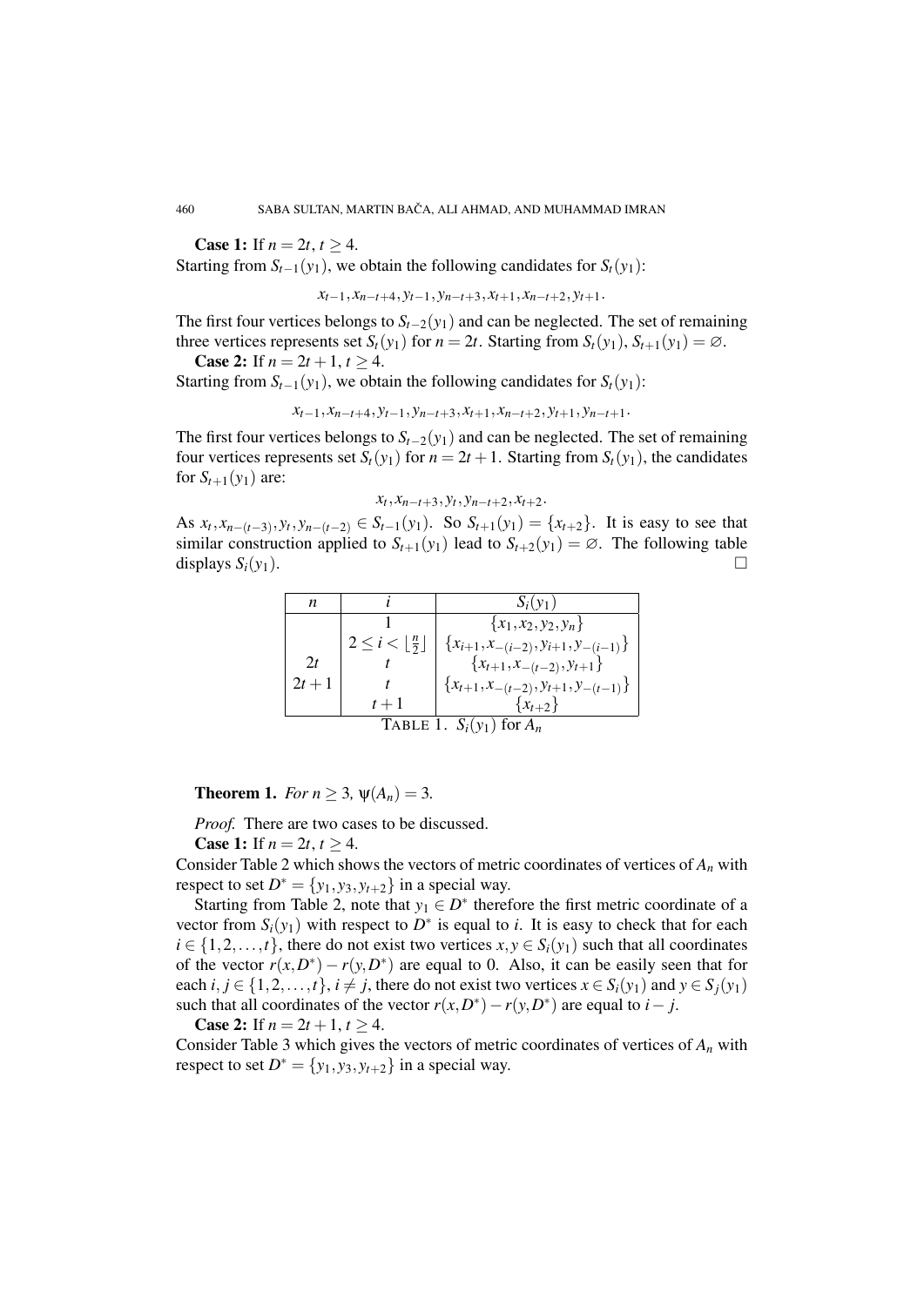**Case 1:** If $n = 2t$, $t \geq 4$.
Starting from $S_{t-1}(y_1)$, we obtain the following candidates for $S_t(y_1)$:

$$x_{t-1}, x_{n-t+4}, y_{t-1}, y_{n-t+3}, x_{t+1}, x_{n-t+2}, y_{t+1}.$$

The first four vertices belongs to $S_{t-2}(y_1)$ and can be neglected. The set of remaining three vertices represents set $S_t(y_1)$ for $n = 2t$. Starting from $S_t(y_1)$, $S_{t+1}(y_1) = \varnothing$.

**Case 2:** If $n = 2t+1$, $t \geq 4$.
Starting from $S_{t-1}(y_1)$, we obtain the following candidates for $S_t(y_1)$:

$$x_{t-1}, x_{n-t+4}, y_{t-1}, y_{n-t+3}, x_{t+1}, x_{n-t+2}, y_{t+1}, y_{n-t+1}.$$

The first four vertices belongs to $S_{t-2}(y_1)$ and can be neglected. The set of remaining four vertices represents set $S_t(y_1)$ for $n = 2t+1$. Starting from $S_t(y_1)$, the candidates for $S_{t+1}(y_1)$ are:

$$x_t, x_{n-t+3}, y_t, y_{n-t+2}, x_{t+2}.$$

As $x_t, x_{n-(t-3)}, y_t, y_{n-(t-2)} \in S_{t-1}(y_1)$. So $S_{t+1}(y_1) = \{x_{t+2}\}$. It is easy to see that similar construction applied to $S_{t+1}(y_1)$ lead to $S_{t+2}(y_1) = \varnothing$. The following table displays $S_i(y_1)$. □

| $n$ | $i$ | $S_i(y_1)$ |
|---|---|---|
| | $1$ | $\{x_1, x_2, y_2, y_n\}$ |
| | $2 \leq i < \lfloor \frac{n}{2} \rfloor$ | $\{x_{i+1}, x_{-(i-2)}, y_{i+1}, y_{-(i-1)}\}$ |
| $2t$ | $t$ | $\{x_{t+1}, x_{-(t-2)}, y_{t+1}\}$ |
| $2t+1$ | $t$ | $\{x_{t+1}, x_{-(t-2)}, y_{t+1}, y_{-(t-1)}\}$ |
| | $t+1$ | $\{x_{t+2}\}$ |

TABLE 1. $S_i(y_1)$ for $A_n$

**Theorem 1.** *For $n \geq 3$, $\psi(A_n) = 3$.*

*Proof.* There are two cases to be discussed.

**Case 1:** If $n = 2t$, $t \geq 4$.
Consider Table 2 which shows the vectors of metric coordinates of vertices of $A_n$ with respect to set $D^* = \{y_1, y_3, y_{t+2}\}$ in a special way.

Starting from Table 2, note that $y_1 \in D^*$ therefore the first metric coordinate of a vector from $S_i(y_1)$ with respect to $D^*$ is equal to $i$. It is easy to check that for each $i \in \{1, 2, \ldots, t\}$, there do not exist two vertices $x, y \in S_i(y_1)$ such that all coordinates of the vector $r(x, D^*) - r(y, D^*)$ are equal to 0. Also, it can be easily seen that for each $i, j \in \{1, 2, \ldots, t\}$, $i \neq j$, there do not exist two vertices $x \in S_i(y_1)$ and $y \in S_j(y_1)$ such that all coordinates of the vector $r(x, D^*) - r(y, D^*)$ are equal to $i - j$.

**Case 2:** If $n = 2t+1$, $t \geq 4$.
Consider Table 3 which gives the vectors of metric coordinates of vertices of $A_n$ with respect to set $D^* = \{y_1, y_3, y_{t+2}\}$ in a special way.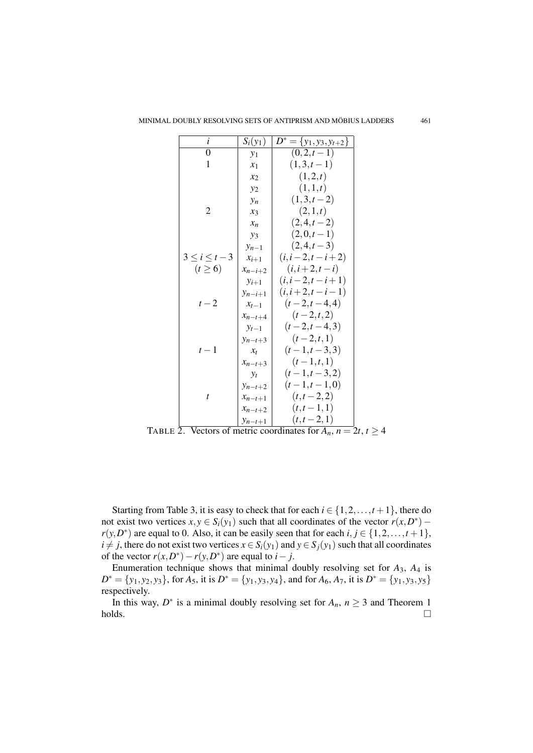| $i$ | $S_i(y_1)$ | $D^* = \{y_1, y_3, y_{t+2}\}$ |
|---|---|---|
| 0 | $y_1$ | $(0,2,t-1)$ |
| 1 | $x_1$ | $(1,3,t-1)$ |
| | $x_2$ | $(1,2,t)$ |
| | $y_2$ | $(1,1,t)$ |
| | $y_n$ | $(1,3,t-2)$ |
| 2 | $x_3$ | $(2,1,t)$ |
| | $x_n$ | $(2,4,t-2)$ |
| | $y_3$ | $(2,0,t-1)$ |
| | $y_{n-1}$ | $(2,4,t-3)$ |
| $3 \leq i \leq t-3$ | $x_{i+1}$ | $(i,i-2,t-i+2)$ |
| $(t \geq 6)$ | $x_{n-i+2}$ | $(i,i+2,t-i)$ |
| | $y_{i+1}$ | $(i,i-2,t-i+1)$ |
| | $y_{n-i+1}$ | $(i,i+2,t-i-1)$ |
| $t-2$ | $x_{t-1}$ | $(t-2,t-4,4)$ |
| | $x_{n-t+4}$ | $(t-2,t,2)$ |
| | $y_{t-1}$ | $(t-2,t-4,3)$ |
| | $y_{n-t+3}$ | $(t-2,t,1)$ |
| $t-1$ | $x_t$ | $(t-1,t-3,3)$ |
| | $x_{n-t+3}$ | $(t-1,t,1)$ |
| | $y_t$ | $(t-1,t-3,2)$ |
| | $y_{n-t+2}$ | $(t-1,t-1,0)$ |
| $t$ | $x_{n-t+1}$ | $(t,t-2,2)$ |
| | $x_{n-t+2}$ | $(t,t-1,1)$ |
| | $y_{n-t+1}$ | $(t,t-2,1)$ |

TABLE 2. Vectors of metric coordinates for $A_n$, $n = 2t$, $t \geq 4$

Starting from Table 3, it is easy to check that for each $i \in \{1,2,\ldots,t+1\}$, there do not exist two vertices $x, y \in S_i(y_1)$ such that all coordinates of the vector $r(x,D^*) - r(y,D^*)$ are equal to 0. Also, it can be easily seen that for each $i, j \in \{1,2,\ldots,t+1\}$, $i \neq j$, there do not exist two vertices $x \in S_i(y_1)$ and $y \in S_j(y_1)$ such that all coordinates of the vector $r(x,D^*) - r(y,D^*)$ are equal to $i - j$.

Enumeration technique shows that minimal doubly resolving set for $A_3$, $A_4$ is $D^* = \{y_1, y_2, y_3\}$, for $A_5$, it is $D^* = \{y_1, y_3, y_4\}$, and for $A_6$, $A_7$, it is $D^* = \{y_1, y_3, y_5\}$ respectively.

In this way, $D^*$ is a minimal doubly resolving set for $A_n$, $n \geq 3$ and Theorem 1 holds. □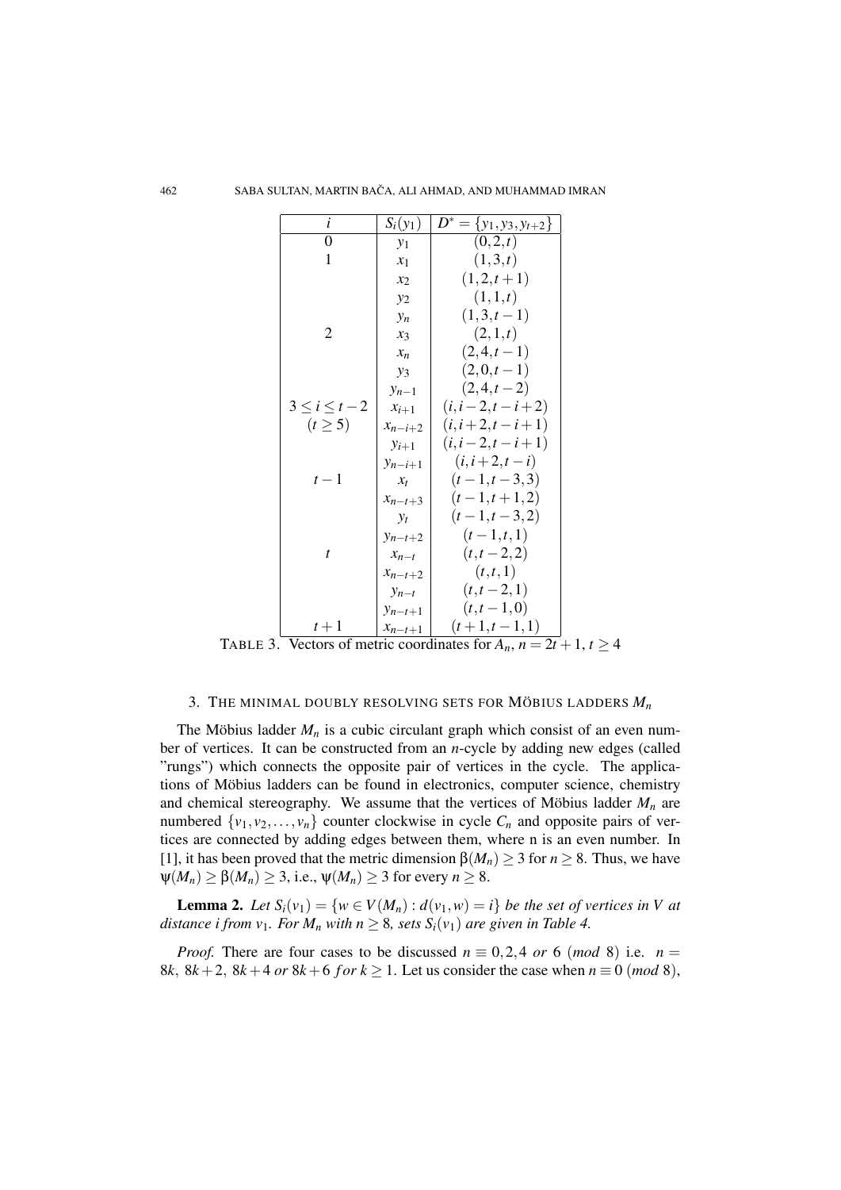| $i$ | $S_i(y_1)$ | $D^* = \{y_1, y_3, y_{t+2}\}$ |
|---|---|---|
| 0 | $y_1$ | $(0,2,t)$ |
| 1 | $x_1$ | $(1,3,t)$ |
| | $x_2$ | $(1,2,t+1)$ |
| | $y_2$ | $(1,1,t)$ |
| | $y_n$ | $(1,3,t-1)$ |
| 2 | $x_3$ | $(2,1,t)$ |
| | $x_n$ | $(2,4,t-1)$ |
| | $y_3$ | $(2,0,t-1)$ |
| | $y_{n-1}$ | $(2,4,t-2)$ |
| $3 \le i \le t-2$ | $x_{i+1}$ | $(i,i-2,t-i+2)$ |
| $(t \ge 5)$ | $x_{n-i+2}$ | $(i,i+2,t-i+1)$ |
| | $y_{i+1}$ | $(i,i-2,t-i+1)$ |
| | $y_{n-i+1}$ | $(i,i+2,t-i)$ |
| $t-1$ | $x_t$ | $(t-1,t-3,3)$ |
| | $x_{n-t+3}$ | $(t-1,t+1,2)$ |
| | $y_t$ | $(t-1,t-3,2)$ |
| | $y_{n-t+2}$ | $(t-1,t,1)$ |
| $t$ | $x_{n-t}$ | $(t,t-2,2)$ |
| | $x_{n-t+2}$ | $(t,t,1)$ |
| | $y_{n-t}$ | $(t,t-2,1)$ |
| | $y_{n-t+1}$ | $(t,t-1,0)$ |
| $t+1$ | $x_{n-t+1}$ | $(t+1,t-1,1)$ |

TABLE 3. Vectors of metric coordinates for $A_n$, $n = 2t+1$, $t \ge 4$

## 3. The minimal doubly resolving sets for Möbius ladders $M_n$

The Möbius ladder $M_n$ is a cubic circulant graph which consist of an even number of vertices. It can be constructed from an $n$-cycle by adding new edges (called "rungs") which connects the opposite pair of vertices in the cycle. The applications of Möbius ladders can be found in electronics, computer science, chemistry and chemical stereography. We assume that the vertices of Möbius ladder $M_n$ are numbered $\{v_1, v_2, \dots, v_n\}$ counter clockwise in cycle $C_n$ and opposite pairs of vertices are connected by adding edges between them, where n is an even number. In [1], it has been proved that the metric dimension $\beta(M_n) \ge 3$ for $n \ge 8$. Thus, we have $\psi(M_n) \ge \beta(M_n) \ge 3$, i.e., $\psi(M_n) \ge 3$ for every $n \ge 8$.

**Lemma 2.** *Let $S_i(v_1) = \{w \in V(M_n) : d(v_1, w) = i\}$ be the set of vertices in V at distance i from $v_1$. For $M_n$ with $n \ge 8$, sets $S_i(v_1)$ are given in Table 4.*

*Proof.* There are four cases to be discussed $n \equiv 0, 2, 4$ *or* $6 \ (mod\ 8)$ i.e. $n = 8k,\ 8k+2,\ 8k+4$ *or* $8k+6$ *for* $k \ge 1$. Let us consider the case when $n \equiv 0 \ (mod\ 8)$,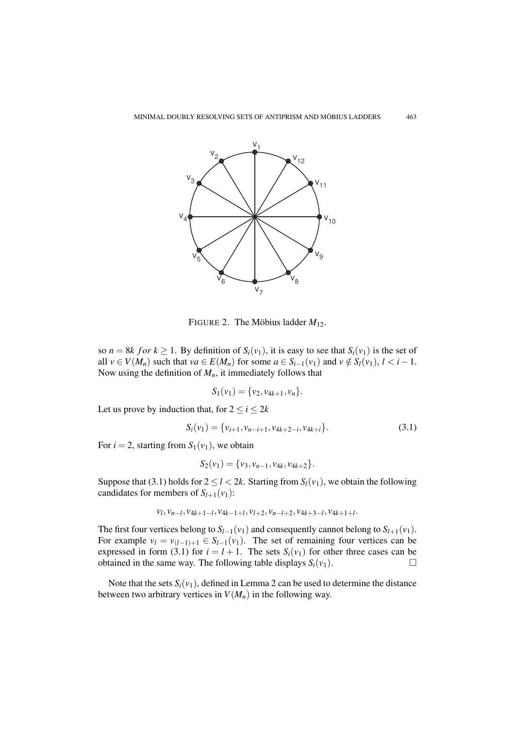FIGURE 2. The Möbius ladder $M_{12}$.

so $n = 8k$ $for$ $k \geq 1$. By definition of $S_i(v_1)$, it is easy to see that $S_i(v_1)$ is the set of all $v \in V(M_n)$ such that $va \in E(M_n)$ for some $a \in S_{i-1}(v_1)$ and $v \notin S_l(v_1)$, $l < i-1$. Now using the definition of $M_n$, it immediately follows that

$$S_1(v_1) = \{v_2, v_{4k+1}, v_n\}.$$

Let us prove by induction that, for $2 \leq i \leq 2k$

$$S_i(v_1) = \{v_{i+1}, v_{n-i+1}, v_{4k+2-i}, v_{4k+i}\}. \tag{3.1}$$

For $i = 2$, starting from $S_1(v_1)$, we obtain

$$S_2(v_1) = \{v_3, v_{n-1}, v_{4k}, v_{4k+2}\}.$$

Suppose that (3.1) holds for $2 \leq l < 2k$. Starting from $S_l(v_1)$, we obtain the following candidates for members of $S_{l+1}(v_1)$:

$$v_l, v_{n-l}, v_{4k+1-l}, v_{4k-1+l}, v_{l+2}, v_{n-l+2}, v_{4k+3-l}, v_{4k+1+l}.$$

The first four vertices belong to $S_{l-1}(v_1)$ and consequently cannot belong to $S_{l+1}(v_1)$. For example $v_l = v_{(l-1)+1} \in S_{l-1}(v_1)$. The set of remaining four vertices can be expressed in form (3.1) for $i = l+1$. The sets $S_i(v_1)$ for other three cases can be obtained in the same way. The following table displays $S_i(v_1)$. □

Note that the sets $S_i(v_1)$, defined in Lemma 2 can be used to determine the distance between two arbitrary vertices in $V(M_n)$ in the following way.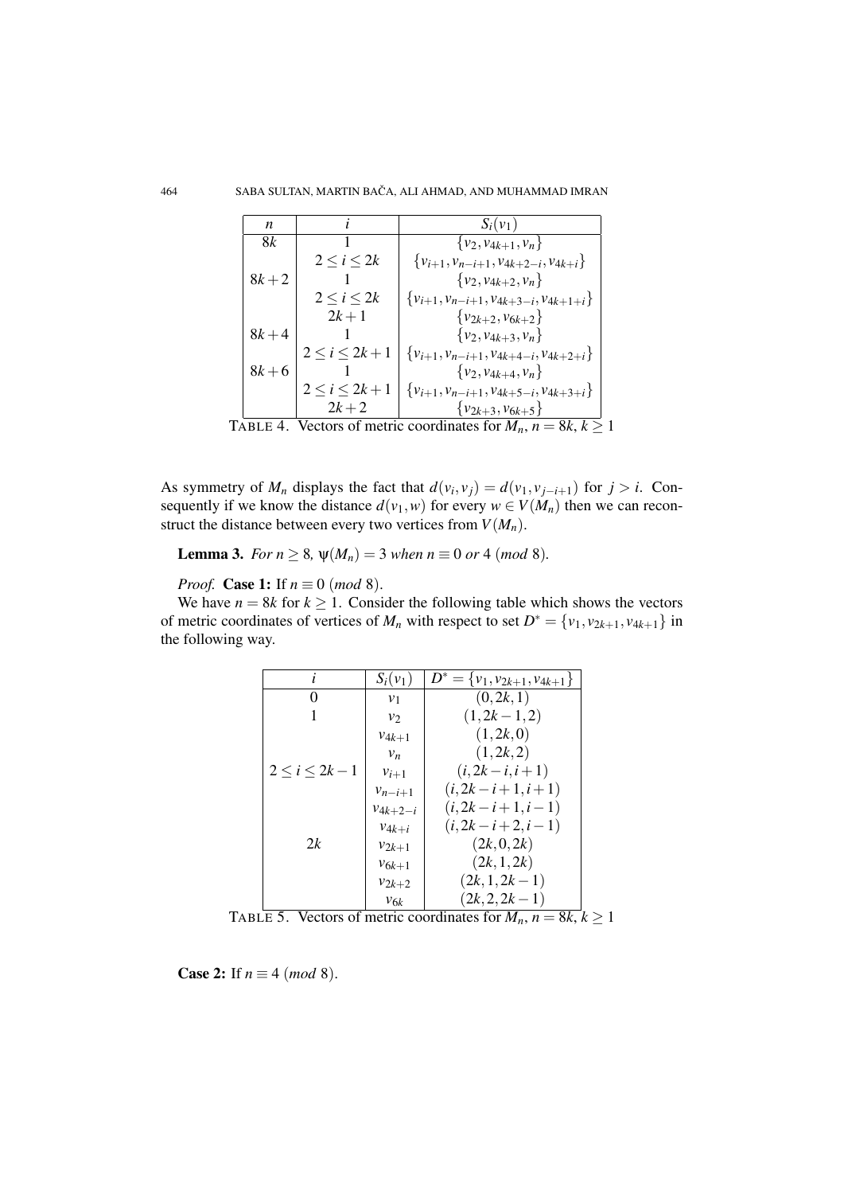| $n$ | $i$ | $S_i(v_1)$ |
|---|---|---|
| $8k$ | $1$ | $\{v_2, v_{4k+1}, v_n\}$ |
| | $2 \leq i \leq 2k$ | $\{v_{i+1}, v_{n-i+1}, v_{4k+2-i}, v_{4k+i}\}$ |
| $8k+2$ | $1$ | $\{v_2, v_{4k+2}, v_n\}$ |
| | $2 \leq i \leq 2k$ | $\{v_{i+1}, v_{n-i+1}, v_{4k+3-i}, v_{4k+1+i}\}$ |
| | $2k+1$ | $\{v_{2k+2}, v_{6k+2}\}$ |
| $8k+4$ | $1$ | $\{v_2, v_{4k+3}, v_n\}$ |
| | $2 \leq i \leq 2k+1$ | $\{v_{i+1}, v_{n-i+1}, v_{4k+4-i}, v_{4k+2+i}\}$ |
| $8k+6$ | $1$ | $\{v_2, v_{4k+4}, v_n\}$ |
| | $2 \leq i \leq 2k+1$ | $\{v_{i+1}, v_{n-i+1}, v_{4k+5-i}, v_{4k+3+i}\}$ |
| | $2k+2$ | $\{v_{2k+3}, v_{6k+5}\}$ |

TABLE 4. Vectors of metric coordinates for $M_n$, $n = 8k$, $k \geq 1$

As symmetry of $M_n$ displays the fact that $d(v_i, v_j) = d(v_1, v_{j-i+1})$ for $j > i$. Consequently if we know the distance $d(v_1, w)$ for every $w \in V(M_n)$ then we can reconstruct the distance between every two vertices from $V(M_n)$.

**Lemma 3.** *For $n \geq 8$, $\psi(M_n) = 3$ when $n \equiv 0$ or $4$ $(mod\ 8)$.*

*Proof.* **Case 1:** If $n \equiv 0$ $(mod\ 8)$.

We have $n = 8k$ for $k \geq 1$. Consider the following table which shows the vectors of metric coordinates of vertices of $M_n$ with respect to set $D^* = \{v_1, v_{2k+1}, v_{4k+1}\}$ in the following way.

| $i$ | $S_i(v_1)$ | $D^* = \{v_1, v_{2k+1}, v_{4k+1}\}$ |
|---|---|---|
| $0$ | $v_1$ | $(0, 2k, 1)$ |
| $1$ | $v_2$ | $(1, 2k-1, 2)$ |
| | $v_{4k+1}$ | $(1, 2k, 0)$ |
| | $v_n$ | $(1, 2k, 2)$ |
| $2 \leq i \leq 2k-1$ | $v_{i+1}$ | $(i, 2k-i, i+1)$ |
| | $v_{n-i+1}$ | $(i, 2k-i+1, i+1)$ |
| | $v_{4k+2-i}$ | $(i, 2k-i+1, i-1)$ |
| | $v_{4k+i}$ | $(i, 2k-i+2, i-1)$ |
| $2k$ | $v_{2k+1}$ | $(2k, 0, 2k)$ |
| | $v_{6k+1}$ | $(2k, 1, 2k)$ |
| | $v_{2k+2}$ | $(2k, 1, 2k-1)$ |
| | $v_{6k}$ | $(2k, 2, 2k-1)$ |

TABLE 5. Vectors of metric coordinates for $M_n$, $n = 8k$, $k \geq 1$

**Case 2:** If $n \equiv 4$ $(mod\ 8)$.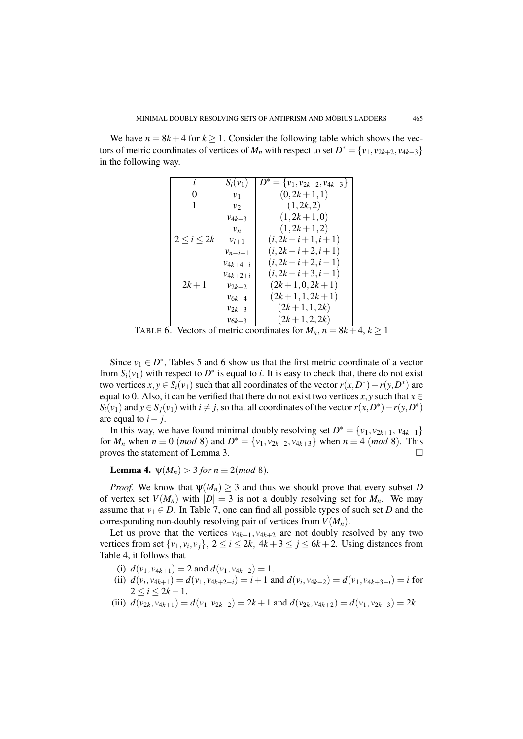We have $n = 8k+4$ for $k \geq 1$. Consider the following table which shows the vectors of metric coordinates of vertices of $M_n$ with respect to set $D^* = \{v_1, v_{2k+2}, v_{4k+3}\}$ in the following way.

| $i$ | $S_i(v_1)$ | $D^* = \{v_1, v_{2k+2}, v_{4k+3}\}$ |
|---|---|---|
| 0 | $v_1$ | $(0, 2k+1, 1)$ |
| 1 | $v_2$ | $(1, 2k, 2)$ |
| | $v_{4k+3}$ | $(1, 2k+1, 0)$ |
| | $v_n$ | $(1, 2k+1, 2)$ |
| $2 \leq i \leq 2k$ | $v_{i+1}$ | $(i, 2k-i+1, i+1)$ |
| | $v_{n-i+1}$ | $(i, 2k-i+2, i+1)$ |
| | $v_{4k+4-i}$ | $(i, 2k-i+2, i-1)$ |
| | $v_{4k+2+i}$ | $(i, 2k-i+3, i-1)$ |
| $2k+1$ | $v_{2k+2}$ | $(2k+1, 0, 2k+1)$ |
| | $v_{6k+4}$ | $(2k+1, 1, 2k+1)$ |
| | $v_{2k+3}$ | $(2k+1, 1, 2k)$ |
| | $v_{6k+3}$ | $(2k+1, 2, 2k)$ |

TABLE 6. Vectors of metric coordinates for $M_n$, $n = 8k+4$, $k \geq 1$

Since $v_1 \in D^*$, Tables 5 and 6 show us that the first metric coordinate of a vector from $S_i(v_1)$ with respect to $D^*$ is equal to $i$. It is easy to check that, there do not exist two vertices $x, y \in S_i(v_1)$ such that all coordinates of the vector $r(x, D^*) - r(y, D^*)$ are equal to 0. Also, it can be verified that there do not exist two vertices $x, y$ such that $x \in S_i(v_1)$ and $y \in S_j(v_1)$ with $i \neq j$, so that all coordinates of the vector $r(x, D^*) - r(y, D^*)$ are equal to $i - j$.

In this way, we have found minimal doubly resolving set $D^* = \{v_1, v_{2k+1}, v_{4k+1}\}$ for $M_n$ when $n \equiv 0 \ (mod\ 8)$ and $D^* = \{v_1, v_{2k+2}, v_{4k+3}\}$ when $n \equiv 4 \ (mod\ 8)$. This proves the statement of Lemma 3. □

**Lemma 4.** *$\psi(M_n) > 3$ for $n \equiv 2 (mod\ 8)$.*

*Proof.* We know that $\psi(M_n) \geq 3$ and thus we should prove that every subset $D$ of vertex set $V(M_n)$ with $|D| = 3$ is not a doubly resolving set for $M_n$. We may assume that $v_1 \in D$. In Table 7, one can find all possible types of such set $D$ and the corresponding non-doubly resolving pair of vertices from $V(M_n)$.

Let us prove that the vertices $v_{4k+1}, v_{4k+2}$ are not doubly resolved by any two vertices from set $\{v_1, v_i, v_j\}$, $2 \leq i \leq 2k$, $4k+3 \leq j \leq 6k+2$. Using distances from Table 4, it follows that

(i) $d(v_1, v_{4k+1}) = 2$ and $d(v_1, v_{4k+2}) = 1$.

(ii) $d(v_i, v_{4k+1}) = d(v_1, v_{4k+2-i}) = i+1$ and $d(v_i, v_{4k+2}) = d(v_1, v_{4k+3-i}) = i$ for $2 \leq i \leq 2k-1$.

(iii) $d(v_{2k}, v_{4k+1}) = d(v_1, v_{2k+2}) = 2k+1$ and $d(v_{2k}, v_{4k+2}) = d(v_1, v_{2k+3}) = 2k$.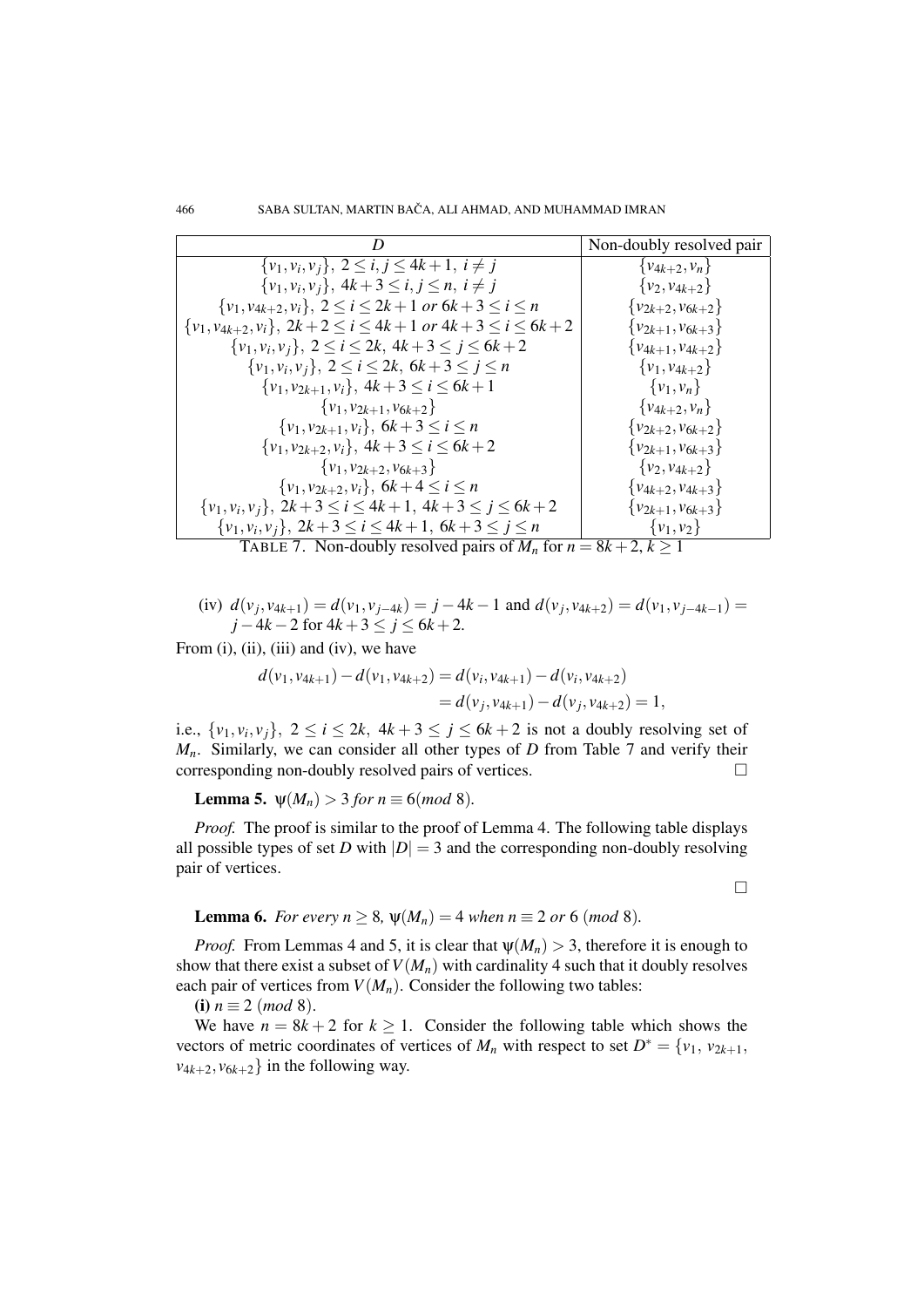| $D$ | Non-doubly resolved pair |
|---|---|
| $\{v_1, v_i, v_j\},\ 2 \le i, j \le 4k+1,\ i \ne j$ | $\{v_{4k+2}, v_n\}$ |
| $\{v_1, v_i, v_j\},\ 4k+3 \le i, j \le n,\ i \ne j$ | $\{v_2, v_{4k+2}\}$ |
| $\{v_1, v_{4k+2}, v_i\},\ 2 \le i \le 2k+1$ or $6k+3 \le i \le n$ | $\{v_{2k+2}, v_{6k+2}\}$ |
| $\{v_1, v_{4k+2}, v_i\},\ 2k+2 \le i \le 4k+1$ or $4k+3 \le i \le 6k+2$ | $\{v_{2k+1}, v_{6k+3}\}$ |
| $\{v_1, v_i, v_j\},\ 2 \le i \le 2k,\ 4k+3 \le j \le 6k+2$ | $\{v_{4k+1}, v_{4k+2}\}$ |
| $\{v_1, v_i, v_j\},\ 2 \le i \le 2k,\ 6k+3 \le j \le n$ | $\{v_1, v_{4k+2}\}$ |
| $\{v_1, v_{2k+1}, v_i\},\ 4k+3 \le i \le 6k+1$ | $\{v_1, v_n\}$ |
| $\{v_1, v_{2k+1}, v_{6k+2}\}$ | $\{v_{4k+2}, v_n\}$ |
| $\{v_1, v_{2k+1}, v_i\},\ 6k+3 \le i \le n$ | $\{v_{2k+2}, v_{6k+2}\}$ |
| $\{v_1, v_{2k+2}, v_i\},\ 4k+3 \le i \le 6k+2$ | $\{v_{2k+1}, v_{6k+3}\}$ |
| $\{v_1, v_{2k+2}, v_{6k+3}\}$ | $\{v_2, v_{4k+2}\}$ |
| $\{v_1, v_{2k+2}, v_i\},\ 6k+4 \le i \le n$ | $\{v_{4k+2}, v_{4k+3}\}$ |
| $\{v_1, v_i, v_j\},\ 2k+3 \le i \le 4k+1,\ 4k+3 \le j \le 6k+2$ | $\{v_{2k+1}, v_{6k+3}\}$ |
| $\{v_1, v_i, v_j\},\ 2k+3 \le i \le 4k+1,\ 6k+3 \le j \le n$ | $\{v_1, v_2\}$ |

TABLE 7. Non-doubly resolved pairs of $M_n$ for $n = 8k+2$, $k \ge 1$

(iv) $d(v_j, v_{4k+1}) = d(v_1, v_{j-4k}) = j-4k-1$ and $d(v_j, v_{4k+2}) = d(v_1, v_{j-4k-1}) = j-4k-2$ for $4k+3 \le j \le 6k+2$.

From (i), (ii), (iii) and (iv), we have

$$d(v_1, v_{4k+1}) - d(v_1, v_{4k+2}) = d(v_i, v_{4k+1}) - d(v_i, v_{4k+2})$$
$$= d(v_j, v_{4k+1}) - d(v_j, v_{4k+2}) = 1,$$

i.e., $\{v_1, v_i, v_j\}$, $2 \le i \le 2k$, $4k+3 \le j \le 6k+2$ is not a doubly resolving set of $M_n$. Similarly, we can consider all other types of $D$ from Table 7 and verify their corresponding non-doubly resolved pairs of vertices. $\square$

**Lemma 5.** *$\psi(M_n) > 3$ for $n \equiv 6 (mod\ 8)$.*

*Proof.* The proof is similar to the proof of Lemma 4. The following table displays all possible types of set $D$ with $|D| = 3$ and the corresponding non-doubly resolving pair of vertices.

$\square$

**Lemma 6.** *For every $n \ge 8$, $\psi(M_n) = 4$ when $n \equiv 2$ or $6$ (mod 8).*

*Proof.* From Lemmas 4 and 5, it is clear that $\psi(M_n) > 3$, therefore it is enough to show that there exist a subset of $V(M_n)$ with cardinality 4 such that it doubly resolves each pair of vertices from $V(M_n)$. Consider the following two tables:

**(i)** $n \equiv 2$ (*mod* 8).

We have $n = 8k+2$ for $k \ge 1$. Consider the following table which shows the vectors of metric coordinates of vertices of $M_n$ with respect to set $D^* = \{v_1, v_{2k+1}, v_{4k+2}, v_{6k+2}\}$ in the following way.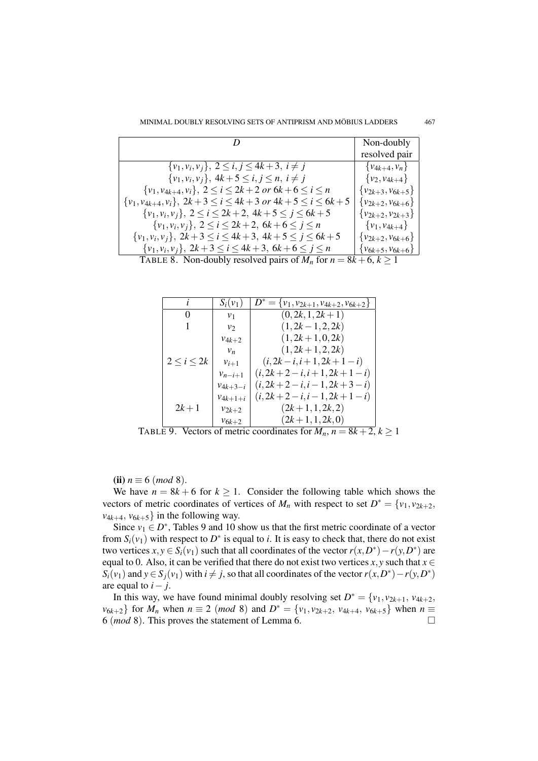| $D$ | Non-doubly resolved pair |
|---|---|
| $\{v_1, v_i, v_j\},\ 2 \le i, j \le 4k+3,\ i \ne j$ | $\{v_{4k+4}, v_n\}$ |
| $\{v_1, v_i, v_j\},\ 4k+5 \le i, j \le n,\ i \ne j$ | $\{v_2, v_{4k+4}\}$ |
| $\{v_1, v_{4k+4}, v_i\},\ 2 \le i \le 2k+2 \text{ or } 6k+6 \le i \le n$ | $\{v_{2k+3}, v_{6k+5}\}$ |
| $\{v_1, v_{4k+4}, v_i\},\ 2k+3 \le i \le 4k+3 \text{ or } 4k+5 \le i \le 6k+5$ | $\{v_{2k+2}, v_{6k+6}\}$ |
| $\{v_1, v_i, v_j\},\ 2 \le i \le 2k+2,\ 4k+5 \le j \le 6k+5$ | $\{v_{2k+2}, v_{2k+3}\}$ |
| $\{v_1, v_i, v_j\},\ 2 \le i \le 2k+2,\ 6k+6 \le j \le n$ | $\{v_1, v_{4k+4}\}$ |
| $\{v_1, v_i, v_j\},\ 2k+3 \le i \le 4k+3,\ 4k+5 \le j \le 6k+5$ | $\{v_{2k+2}, v_{6k+6}\}$ |
| $\{v_1, v_i, v_j\},\ 2k+3 \le i \le 4k+3,\ 6k+6 \le j \le n$ | $\{v_{6k+5}, v_{6k+6}\}$ |

TABLE 8. Non-doubly resolved pairs of $M_n$ for $n = 8k+6$, $k \ge 1$

| $i$ | $S_i(v_1)$ | $D^* = \{v_1, v_{2k+1}, v_{4k+2}, v_{6k+2}\}$ |
|---|---|---|
| 0 | $v_1$ | $(0, 2k, 1, 2k+1)$ |
| 1 | $v_2$ | $(1, 2k-1, 2, 2k)$ |
| | $v_{4k+2}$ | $(1, 2k+1, 0, 2k)$ |
| | $v_n$ | $(1, 2k+1, 2, 2k)$ |
| $2 \le i \le 2k$ | $v_{i+1}$ | $(i, 2k-i, i+1, 2k+1-i)$ |
| | $v_{n-i+1}$ | $(i, 2k+2-i, i+1, 2k+1-i)$ |
| | $v_{4k+3-i}$ | $(i, 2k+2-i, i-1, 2k+3-i)$ |
| | $v_{4k+1+i}$ | $(i, 2k+2-i, i-1, 2k+1-i)$ |
| $2k+1$ | $v_{2k+2}$ | $(2k+1, 1, 2k, 2)$ |
| | $v_{6k+2}$ | $(2k+1, 1, 2k, 0)$ |

TABLE 9. Vectors of metric coordinates for $M_n$, $n = 8k+2$, $k \ge 1$

**(ii)** $n \equiv 6\ (mod\ 8)$.

We have $n = 8k+6$ for $k \ge 1$. Consider the following table which shows the vectors of metric coordinates of vertices of $M_n$ with respect to set $D^* = \{v_1, v_{2k+2}, v_{4k+4}, v_{6k+5}\}$ in the following way.

Since $v_1 \in D^*$, Tables 9 and 10 show us that the first metric coordinate of a vector from $S_i(v_1)$ with respect to $D^*$ is equal to $i$. It is easy to check that, there do not exist two vertices $x, y \in S_i(v_1)$ such that all coordinates of the vector $r(x, D^*) - r(y, D^*)$ are equal to 0. Also, it can be verified that there do not exist two vertices $x, y$ such that $x \in S_i(v_1)$ and $y \in S_j(v_1)$ with $i \ne j$, so that all coordinates of the vector $r(x, D^*) - r(y, D^*)$ are equal to $i - j$.

In this way, we have found minimal doubly resolving set $D^* = \{v_1, v_{2k+1}, v_{4k+2}, v_{6k+2}\}$ for $M_n$ when $n \equiv 2\ (mod\ 8)$ and $D^* = \{v_1, v_{2k+2}, v_{4k+4}, v_{6k+5}\}$ when $n \equiv 6\ (mod\ 8)$. This proves the statement of Lemma 6. $\square$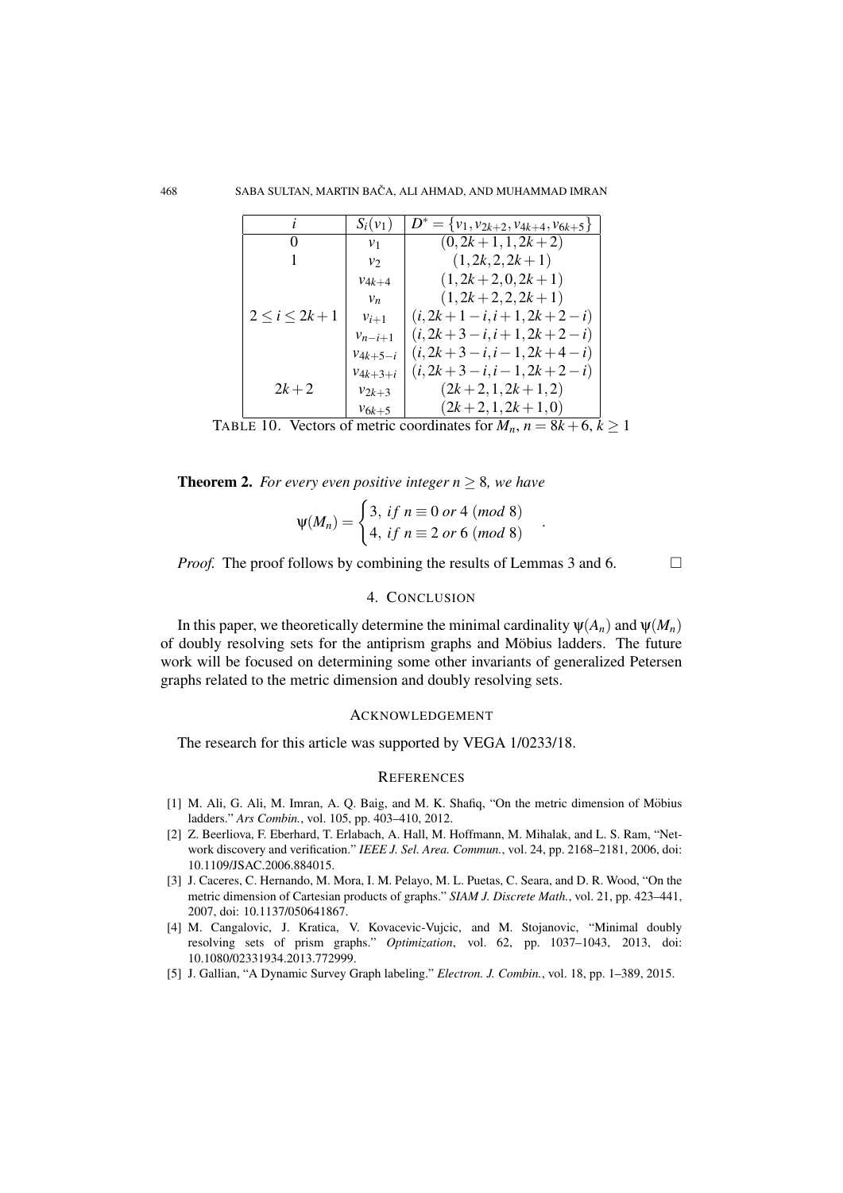| $i$ | $S_i(v_1)$ | $D^* = \{v_1, v_{2k+2}, v_{4k+4}, v_{6k+5}\}$ |
|---|---|---|
| 0 | $v_1$ | $(0, 2k+1, 1, 2k+2)$ |
| 1 | $v_2$ | $(1, 2k, 2, 2k+1)$ |
| | $v_{4k+4}$ | $(1, 2k+2, 0, 2k+1)$ |
| | $v_n$ | $(1, 2k+2, 2, 2k+1)$ |
| $2 \leq i \leq 2k+1$ | $v_{i+1}$ | $(i, 2k+1-i, i+1, 2k+2-i)$ |
| | $v_{n-i+1}$ | $(i, 2k+3-i, i+1, 2k+2-i)$ |
| | $v_{4k+5-i}$ | $(i, 2k+3-i, i-1, 2k+4-i)$ |
| | $v_{4k+3+i}$ | $(i, 2k+3-i, i-1, 2k+2-i)$ |
| $2k+2$ | $v_{2k+3}$ | $(2k+2, 1, 2k+1, 2)$ |
| | $v_{6k+5}$ | $(2k+2, 1, 2k+1, 0)$ |

TABLE 10. Vectors of metric coordinates for $M_n$, $n = 8k+6$, $k \geq 1$

**Theorem 2.** *For every even positive integer $n \geq 8$, we have*

$$\psi(M_n) = \begin{cases} 3, \ if \ n \equiv 0 \ or \ 4 \ (mod \ 8) \\ 4, \ if \ n \equiv 2 \ or \ 6 \ (mod \ 8) \end{cases}.$$

*Proof.* The proof follows by combining the results of Lemmas 3 and 6. □

## 4. CONCLUSION

In this paper, we theoretically determine the minimal cardinality $\psi(A_n)$ and $\psi(M_n)$ of doubly resolving sets for the antiprism graphs and Möbius ladders. The future work will be focused on determining some other invariants of generalized Petersen graphs related to the metric dimension and doubly resolving sets.

## ACKNOWLEDGEMENT

The research for this article was supported by VEGA 1/0233/18.

## REFERENCES

[1] M. Ali, G. Ali, M. Imran, A. Q. Baig, and M. K. Shafiq, "On the metric dimension of Möbius ladders." *Ars Combin.*, vol. 105, pp. 403–410, 2012.

[2] Z. Beerliova, F. Eberhard, T. Erlabach, A. Hall, M. Hoffmann, M. Mihalak, and L. S. Ram, "Network discovery and verification." *IEEE J. Sel. Area. Commun.*, vol. 24, pp. 2168–2181, 2006, doi: 10.1109/JSAC.2006.884015.

[3] J. Caceres, C. Hernando, M. Mora, I. M. Pelayo, M. L. Puetas, C. Seara, and D. R. Wood, "On the metric dimension of Cartesian products of graphs." *SIAM J. Discrete Math.*, vol. 21, pp. 423–441, 2007, doi: 10.1137/050641867.

[4] M. Cangalovic, J. Kratica, V. Kovacevic-Vujcic, and M. Stojanovic, "Minimal doubly resolving sets of prism graphs." *Optimization*, vol. 62, pp. 1037–1043, 2013, doi: 10.1080/02331934.2013.772999.

[5] J. Gallian, "A Dynamic Survey Graph labeling." *Electron. J. Combin.*, vol. 18, pp. 1–389, 2015.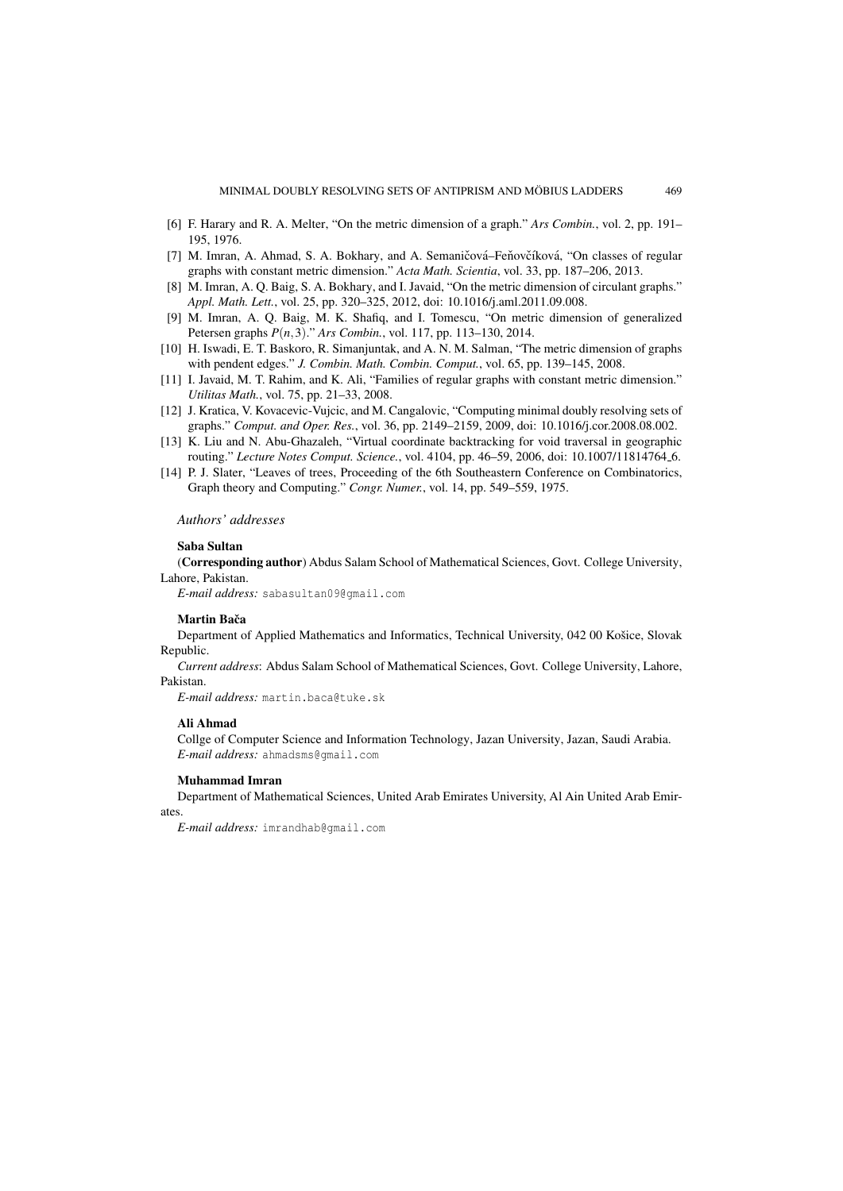[6] F. Harary and R. A. Melter, "On the metric dimension of a graph." *Ars Combin.*, vol. 2, pp. 191–195, 1976.

[7] M. Imran, A. Ahmad, S. A. Bokhary, and A. Semaničová–Feňovčíková, "On classes of regular graphs with constant metric dimension." *Acta Math. Scientia*, vol. 33, pp. 187–206, 2013.

[8] M. Imran, A. Q. Baig, S. A. Bokhary, and I. Javaid, "On the metric dimension of circulant graphs." *Appl. Math. Lett.*, vol. 25, pp. 320–325, 2012, doi: 10.1016/j.aml.2011.09.008.

[9] M. Imran, A. Q. Baig, M. K. Shafiq, and I. Tomescu, "On metric dimension of generalized Petersen graphs $P(n,3)$." *Ars Combin.*, vol. 117, pp. 113–130, 2014.

[10] H. Iswadi, E. T. Baskoro, R. Simanjuntak, and A. N. M. Salman, "The metric dimension of graphs with pendent edges." *J. Combin. Math. Combin. Comput.*, vol. 65, pp. 139–145, 2008.

[11] I. Javaid, M. T. Rahim, and K. Ali, "Families of regular graphs with constant metric dimension." *Utilitas Math.*, vol. 75, pp. 21–33, 2008.

[12] J. Kratica, V. Kovacevic-Vujcic, and M. Cangalovic, "Computing minimal doubly resolving sets of graphs." *Comput. and Oper. Res.*, vol. 36, pp. 2149–2159, 2009, doi: 10.1016/j.cor.2008.08.002.

[13] K. Liu and N. Abu-Ghazaleh, "Virtual coordinate backtracking for void traversal in geographic routing." *Lecture Notes Comput. Science.*, vol. 4104, pp. 46–59, 2006, doi: 10.1007/11814764_6.

[14] P. J. Slater, "Leaves of trees, Proceeding of the 6th Southeastern Conference on Combinatorics, Graph theory and Computing." *Congr. Numer.*, vol. 14, pp. 549–559, 1975.

*Authors' addresses*

**Saba Sultan**

(**Corresponding author**) Abdus Salam School of Mathematical Sciences, Govt. College University, Lahore, Pakistan.

*E-mail address:* sabasultan09@gmail.com

**Martin Bača**

Department of Applied Mathematics and Informatics, Technical University, 042 00 Košice, Slovak Republic.

*Current address*: Abdus Salam School of Mathematical Sciences, Govt. College University, Lahore, Pakistan.

*E-mail address:* martin.baca@tuke.sk

**Ali Ahmad**

Collge of Computer Science and Information Technology, Jazan University, Jazan, Saudi Arabia.

*E-mail address:* ahmadsms@gmail.com

**Muhammad Imran**

Department of Mathematical Sciences, United Arab Emirates University, Al Ain United Arab Emirates.

*E-mail address:* imrandhab@gmail.com